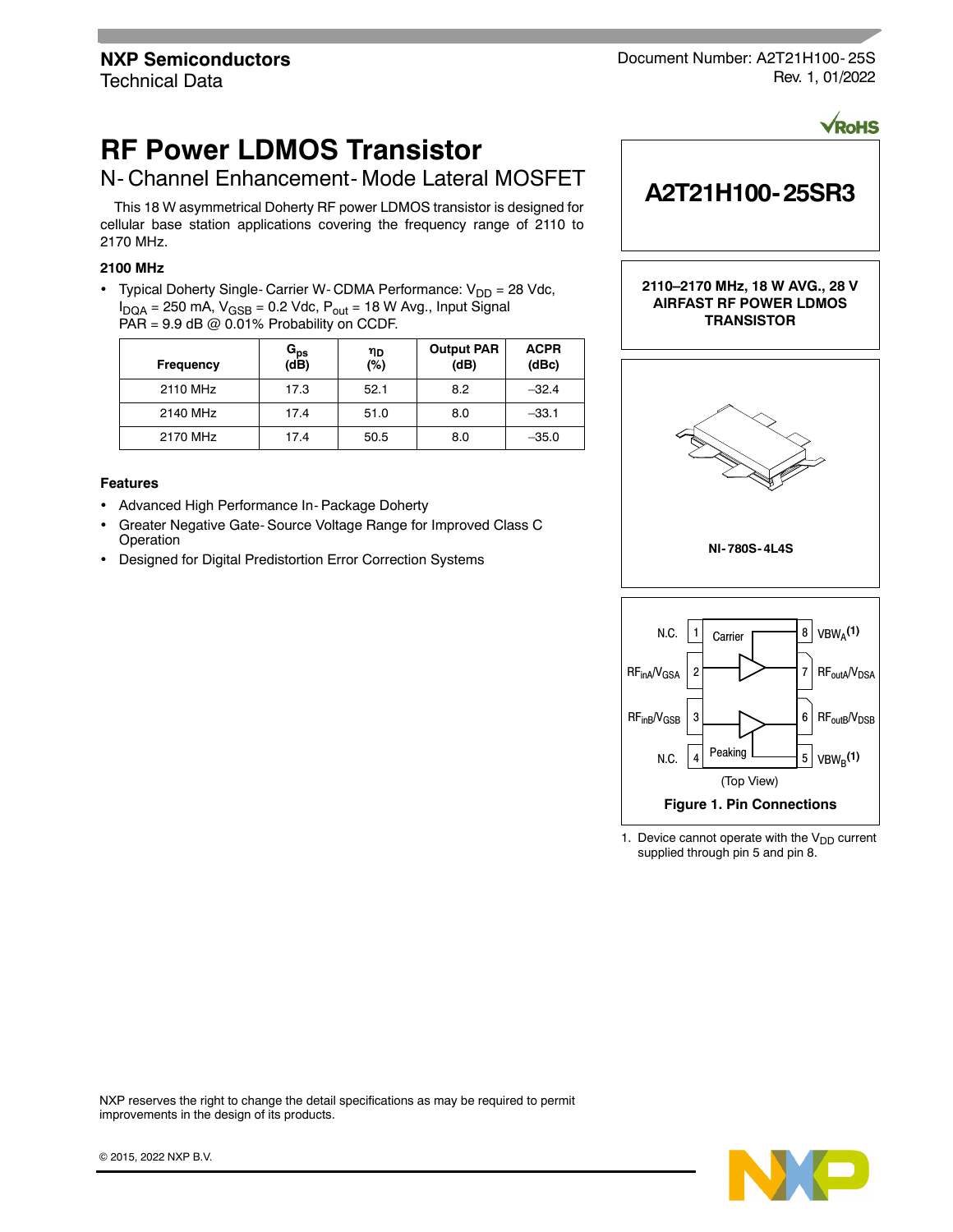NXP Semiconductors
Technical Data

Document Number: A2T21H100-25S
Rev. 1, 01/2022

# RF Power LDMOS Transistor

## N-Channel Enhancement-Mode Lateral MOSFET

This 18 W asymmetrical Doherty RF power LDMOS transistor is designed for cellular base station applications covering the frequency range of 2110 to 2170 MHz.

**2100 MHz**

- Typical Doherty Single-Carrier W-CDMA Performance: $V_{DD}$ = 28 Vdc, $I_{DQA}$ = 250 mA, $V_{GSB}$ = 0.2 Vdc, $P_{out}$ = 18 W Avg., Input Signal PAR = 9.9 dB @ 0.01% Probability on CCDF.

| Frequency | $G_{ps}$ (dB) | $\eta_D$ (%) | Output PAR (dB) | ACPR (dBc) |
|---|---|---|---|---|
| 2110 MHz | 17.3 | 52.1 | 8.2 | –32.4 |
| 2140 MHz | 17.4 | 51.0 | 8.0 | –33.1 |
| 2170 MHz | 17.4 | 50.5 | 8.0 | –35.0 |

### Features

- Advanced High Performance In-Package Doherty
- Greater Negative Gate-Source Voltage Range for Improved Class C Operation
- Designed for Digital Predistortion Error Correction Systems

**A2T21H100-25SR3**

**2110–2170 MHz, 18 W AVG., 28 V AIRFAST RF POWER LDMOS TRANSISTOR**

**NI-780S-4L4S**

| Pin | Function | | Pin | Function |
|---|---|---|---|---|
| 1 | N.C. | Carrier | 8 | $VBW_A$ (1) |
| 2 | $RF_{inA}/V_{GSA}$ | | 7 | $RF_{outA}/V_{DSA}$ |
| 3 | $RF_{inB}/V_{GSB}$ | | 6 | $RF_{outB}/V_{DSB}$ |
| 4 | N.C. | Peaking | 5 | $VBW_B$ (1) |

(Top View)

**Figure 1. Pin Connections**

1. Device cannot operate with the $V_{DD}$ current supplied through pin 5 and pin 8.

NXP reserves the right to change the detail specifications as may be required to permit improvements in the design of its products.

© 2015, 2022 NXP B.V.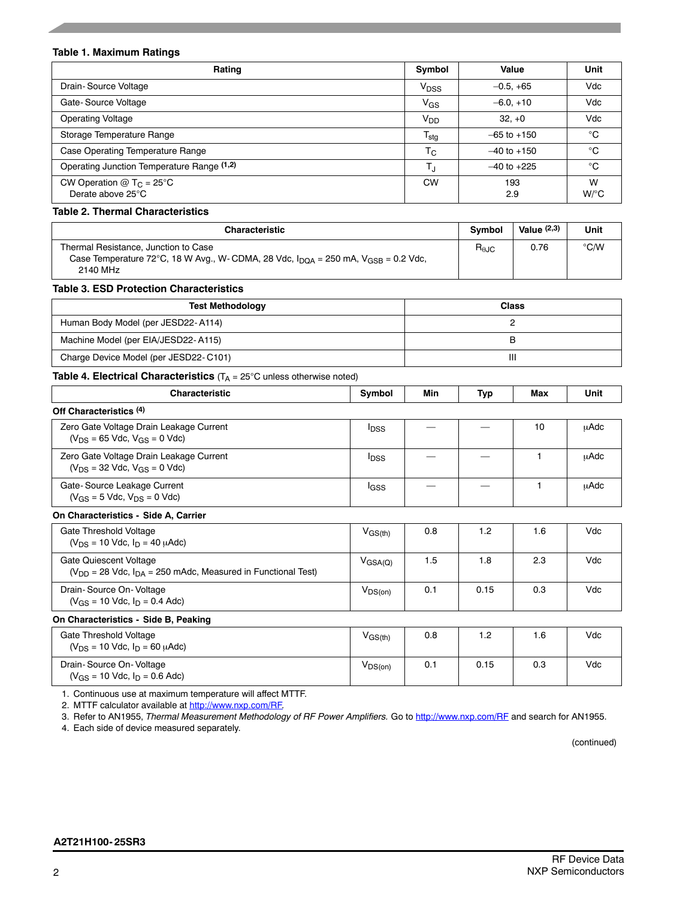**Table 1. Maximum Ratings**

| Rating | Symbol | Value | Unit |
|---|---|---|---|
| Drain-Source Voltage | $V_{DSS}$ | –0.5, +65 | Vdc |
| Gate-Source Voltage | $V_{GS}$ | –6.0, +10 | Vdc |
| Operating Voltage | $V_{DD}$ | 32, +0 | Vdc |
| Storage Temperature Range | $T_{stg}$ | –65 to +150 | °C |
| Case Operating Temperature Range | $T_C$ | –40 to +150 | °C |
| Operating Junction Temperature Range [1,2] | $T_J$ | –40 to +225 | °C |
| CW Operation @ $T_C$ = 25°C<br>Derate above 25°C | CW | 193<br>2.9 | W<br>W/°C |

**Table 2. Thermal Characteristics**

| Characteristic | Symbol | Value [2,3] | Unit |
|---|---|---|---|
| Thermal Resistance, Junction to Case<br>Case Temperature 72°C, 18 W Avg., W-CDMA, 28 Vdc, $I_{DQA}$ = 250 mA, $V_{GSB}$ = 0.2 Vdc, 2140 MHz | $R_{\theta JC}$ | 0.76 | °C/W |

**Table 3. ESD Protection Characteristics**

| Test Methodology | Class |
|---|---|
| Human Body Model (per JESD22-A114) | 2 |
| Machine Model (per EIA/JESD22-A115) | B |
| Charge Device Model (per JESD22-C101) | III |

**Table 4. Electrical Characteristics** ($T_A$ = 25°C unless otherwise noted)

| Characteristic | Symbol | Min | Typ | Max | Unit |
|---|---|---|---|---|---|
| **Off Characteristics [4]** | | | | | |
| Zero Gate Voltage Drain Leakage Current<br>($V_{DS}$ = 65 Vdc, $V_{GS}$ = 0 Vdc) | $I_{DSS}$ | — | — | 10 | μAdc |
| Zero Gate Voltage Drain Leakage Current<br>($V_{DS}$ = 32 Vdc, $V_{GS}$ = 0 Vdc) | $I_{DSS}$ | — | — | 1 | μAdc |
| Gate-Source Leakage Current<br>($V_{GS}$ = 5 Vdc, $V_{DS}$ = 0 Vdc) | $I_{GSS}$ | — | — | 1 | μAdc |
| **On Characteristics - Side A, Carrier** | | | | | |
| Gate Threshold Voltage<br>($V_{DS}$ = 10 Vdc, $I_D$ = 40 μAdc) | $V_{GS(th)}$ | 0.8 | 1.2 | 1.6 | Vdc |
| Gate Quiescent Voltage<br>($V_{DD}$ = 28 Vdc, $I_{DA}$ = 250 mAdc, Measured in Functional Test) | $V_{GSA(Q)}$ | 1.5 | 1.8 | 2.3 | Vdc |
| Drain-Source On-Voltage<br>($V_{GS}$ = 10 Vdc, $I_D$ = 0.4 Adc) | $V_{DS(on)}$ | 0.1 | 0.15 | 0.3 | Vdc |
| **On Characteristics - Side B, Peaking** | | | | | |
| Gate Threshold Voltage<br>($V_{DS}$ = 10 Vdc, $I_D$ = 60 μAdc) | $V_{GS(th)}$ | 0.8 | 1.2 | 1.6 | Vdc |
| Drain-Source On-Voltage<br>($V_{GS}$ = 10 Vdc, $I_D$ = 0.6 Adc) | $V_{DS(on)}$ | 0.1 | 0.15 | 0.3 | Vdc |

1. Continuous use at maximum temperature will affect MTTF.
2. MTTF calculator available at http://www.nxp.com/RF.
3. Refer to AN1955, *Thermal Measurement Methodology of RF Power Amplifiers.* Go to http://www.nxp.com/RF and search for AN1955.
4. Each side of device measured separately.

(continued)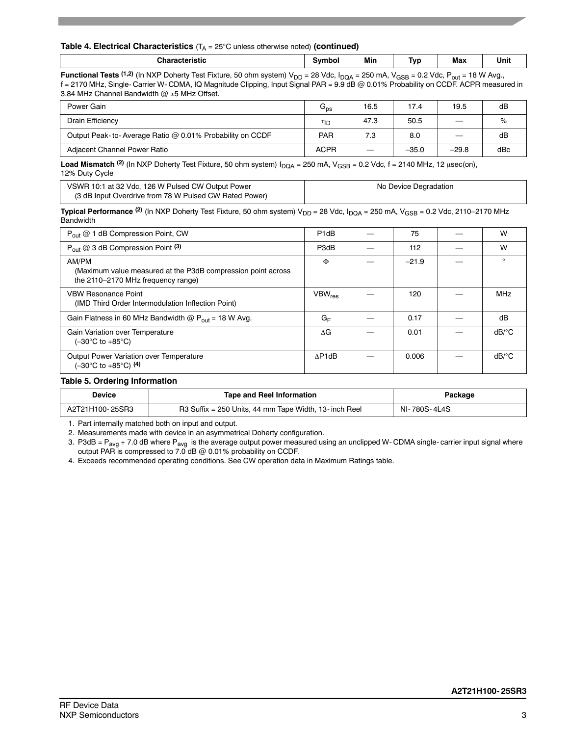**Table 4. Electrical Characteristics** ($T_A$ = 25°C unless otherwise noted) **(continued)**

| Characteristic | Symbol | Min | Typ | Max | Unit |
|---|---|---|---|---|---|
| **Functional Tests** [1,2] (In NXP Doherty Test Fixture, 50 ohm system) $V_{DD}$ = 28 Vdc, $I_{DQA}$ = 250 mA, $V_{GSB}$ = 0.2 Vdc, $P_{out}$ = 18 W Avg., f = 2170 MHz, Single-Carrier W-CDMA, IQ Magnitude Clipping, Input Signal PAR = 9.9 dB @ 0.01% Probability on CCDF. ACPR measured in 3.84 MHz Channel Bandwidth @ ±5 MHz Offset. | | | | | |
| Power Gain | $G_{ps}$ | 16.5 | 17.4 | 19.5 | dB |
| Drain Efficiency | $\eta_D$ | 47.3 | 50.5 | — | % |
| Output Peak-to-Average Ratio @ 0.01% Probability on CCDF | PAR | 7.3 | 8.0 | — | dB |
| Adjacent Channel Power Ratio | ACPR | — | –35.0 | –29.8 | dBc |
| **Load Mismatch** [2] (In NXP Doherty Test Fixture, 50 ohm system) $I_{DQA}$ = 250 mA, $V_{GSB}$ = 0.2 Vdc, f = 2140 MHz, 12 μsec(on), 12% Duty Cycle | | | | | |
| VSWR 10:1 at 32 Vdc, 126 W Pulsed CW Output Power (3 dB Input Overdrive from 78 W Pulsed CW Rated Power) | No Device Degradation | | | | |
| **Typical Performance** [2] (In NXP Doherty Test Fixture, 50 ohm system) $V_{DD}$ = 28 Vdc, $I_{DQA}$ = 250 mA, $V_{GSB}$ = 0.2 Vdc, 2110–2170 MHz Bandwidth | | | | | |
| $P_{out}$ @ 1 dB Compression Point, CW | P1dB | — | 75 | — | W |
| $P_{out}$ @ 3 dB Compression Point [3] | P3dB | — | 112 | — | W |
| AM/PM (Maximum value measured at the P3dB compression point across the 2110–2170 MHz frequency range) | Φ | — | –21.9 | — | ° |
| VBW Resonance Point (IMD Third Order Intermodulation Inflection Point) | $VBW_{res}$ | — | 120 | — | MHz |
| Gain Flatness in 60 MHz Bandwidth @ $P_{out}$ = 18 W Avg. | $G_F$ | — | 0.17 | — | dB |
| Gain Variation over Temperature (–30°C to +85°C) | ΔG | — | 0.01 | — | dB/°C |
| Output Power Variation over Temperature (–30°C to +85°C) [4] | ΔP1dB | — | 0.006 | — | dB/°C |

**Table 5. Ordering Information**

| Device | Tape and Reel Information | Package |
|---|---|---|
| A2T21H100-25SR3 | R3 Suffix = 250 Units, 44 mm Tape Width, 13-inch Reel | NI-780S-4L4S |

1. Part internally matched both on input and output.
2. Measurements made with device in an asymmetrical Doherty configuration.
3. P3dB = $P_{avg}$ + 7.0 dB where $P_{avg}$ is the average output power measured using an unclipped W-CDMA single-carrier input signal where output PAR is compressed to 7.0 dB @ 0.01% probability on CCDF.
4. Exceeds recommended operating conditions. See CW operation data in Maximum Ratings table.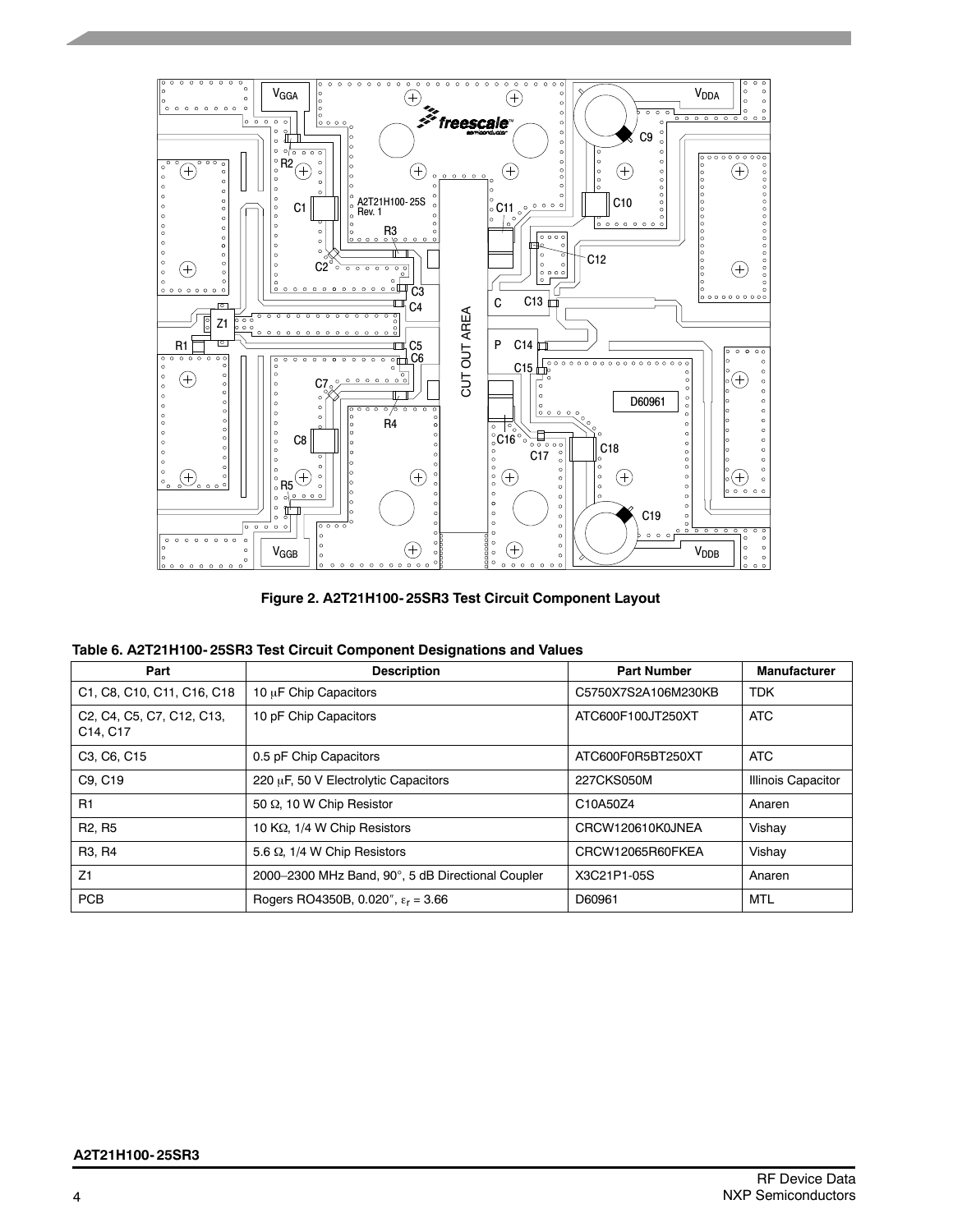Figure 2. A2T21H100-25SR3 Test Circuit Component Layout

**Table 6. A2T21H100-25SR3 Test Circuit Component Designations and Values**

| Part | Description | Part Number | Manufacturer |
|---|---|---|---|
| C1, C8, C10, C11, C16, C18 | 10 μF Chip Capacitors | C5750X7S2A106M230KB | TDK |
| C2, C4, C5, C7, C12, C13, C14, C17 | 10 pF Chip Capacitors | ATC600F100JT250XT | ATC |
| C3, C6, C15 | 0.5 pF Chip Capacitors | ATC600F0R5BT250XT | ATC |
| C9, C19 | 220 μF, 50 V Electrolytic Capacitors | 227CKS050M | Illinois Capacitor |
| R1 | 50 Ω, 10 W Chip Resistor | C10A50Z4 | Anaren |
| R2, R5 | 10 KΩ, 1/4 W Chip Resistors | CRCW120610K0JNEA | Vishay |
| R3, R4 | 5.6 Ω, 1/4 W Chip Resistors | CRCW12065R60FKEA | Vishay |
| Z1 | 2000–2300 MHz Band, 90°, 5 dB Directional Coupler | X3C21P1-05S | Anaren |
| PCB | Rogers RO4350B, 0.020″, $\varepsilon_r$ = 3.66 | D60961 | MTL |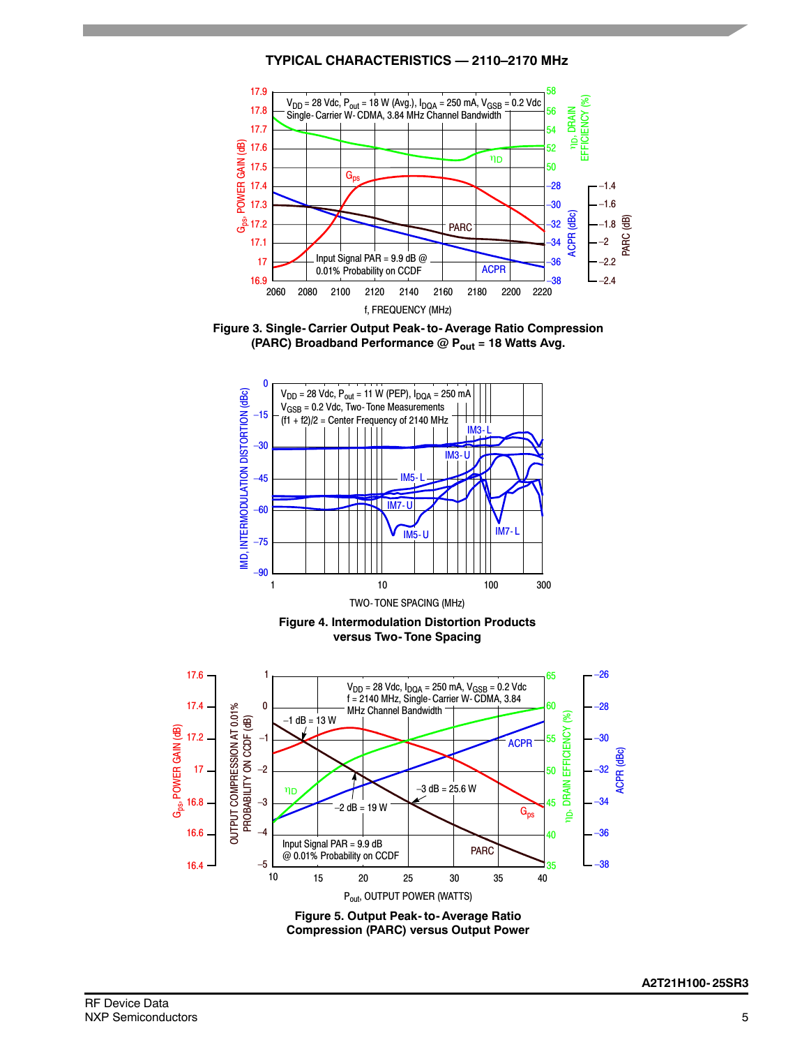## TYPICAL CHARACTERISTICS — 2110–2170 MHz

**Figure 3. Single-Carrier Output Peak-to-Average Ratio Compression (PARC) Broadband Performance @ $P_{out}$ = 18 Watts Avg.**

**Figure 4. Intermodulation Distortion Products versus Two-Tone Spacing**

**Figure 5. Output Peak-to-Average Ratio Compression (PARC) versus Output Power**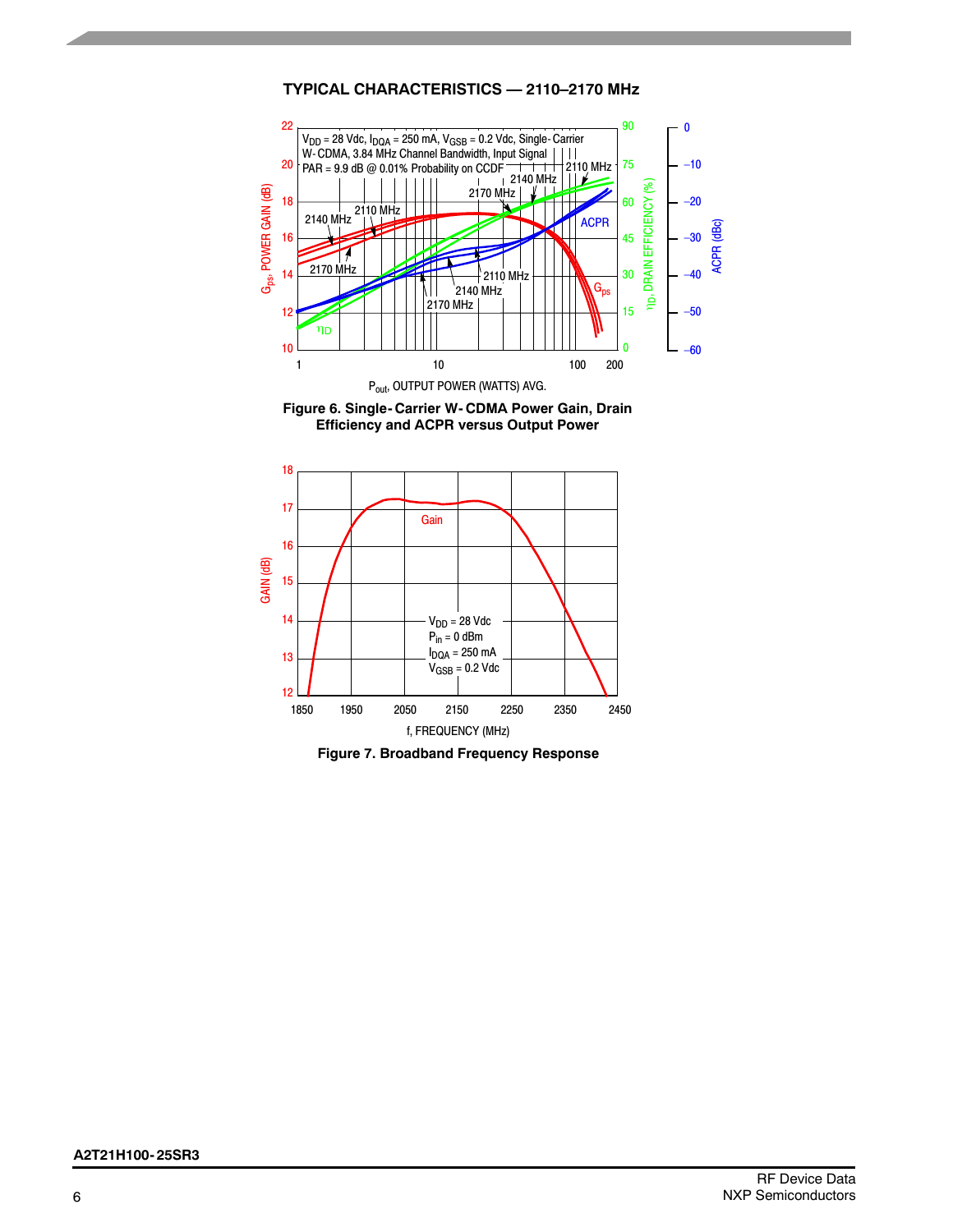## TYPICAL CHARACTERISTICS — 2110–2170 MHz

**Figure 6. Single-Carrier W-CDMA Power Gain, Drain Efficiency and ACPR versus Output Power**

**Figure 7. Broadband Frequency Response**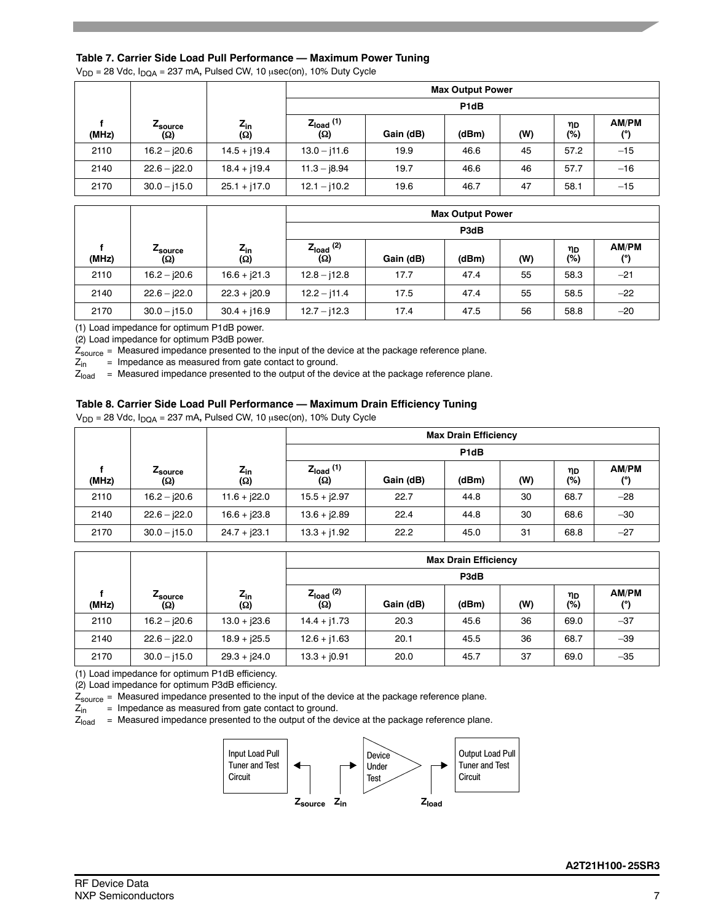### Table 7. Carrier Side Load Pull Performance — Maximum Power Tuning

$V_{DD}$ = 28 Vdc, $I_{DQA}$ = 237 mA, Pulsed CW, 10 μsec(on), 10% Duty Cycle

| | | | Max Output Power | | | | | |
|---|---|---|---|---|---|---|---|---|
| | | | P1dB | | | | | |
| f (MHz) | $Z_{source}$ (Ω) | $Z_{in}$ (Ω) | $Z_{load}$ (1) (Ω) | Gain (dB) | (dBm) | (W) | $\eta_D$ (%) | AM/PM (°) |
| 2110 | 16.2 – j20.6 | 14.5 + j19.4 | 13.0 – j11.6 | 19.9 | 46.6 | 45 | 57.2 | –15 |
| 2140 | 22.6 – j22.0 | 18.4 + j19.4 | 11.3 – j8.94 | 19.7 | 46.6 | 46 | 57.7 | –16 |
| 2170 | 30.0 – j15.0 | 25.1 + j17.0 | 12.1 – j10.2 | 19.6 | 46.7 | 47 | 58.1 | –15 |

| | | | Max Output Power | | | | | |
|---|---|---|---|---|---|---|---|---|
| | | | P3dB | | | | | |
| f (MHz) | $Z_{source}$ (Ω) | $Z_{in}$ (Ω) | $Z_{load}$ (2) (Ω) | Gain (dB) | (dBm) | (W) | $\eta_D$ (%) | AM/PM (°) |
| 2110 | 16.2 – j20.6 | 16.6 + j21.3 | 12.8 – j12.8 | 17.7 | 47.4 | 55 | 58.3 | –21 |
| 2140 | 22.6 – j22.0 | 22.3 + j20.9 | 12.2 – j11.4 | 17.5 | 47.4 | 55 | 58.5 | –22 |
| 2170 | 30.0 – j15.0 | 30.4 + j16.9 | 12.7 – j12.3 | 17.4 | 47.5 | 56 | 58.8 | –20 |

(1) Load impedance for optimum P1dB power.
(2) Load impedance for optimum P3dB power.
$Z_{source}$ = Measured impedance presented to the input of the device at the package reference plane.
$Z_{in}$ = Impedance as measured from gate contact to ground.
$Z_{load}$ = Measured impedance presented to the output of the device at the package reference plane.

### Table 8. Carrier Side Load Pull Performance — Maximum Drain Efficiency Tuning

$V_{DD}$ = 28 Vdc, $I_{DQA}$ = 237 mA, Pulsed CW, 10 μsec(on), 10% Duty Cycle

| | | | Max Drain Efficiency | | | | | |
|---|---|---|---|---|---|---|---|---|
| | | | P1dB | | | | | |
| f (MHz) | $Z_{source}$ (Ω) | $Z_{in}$ (Ω) | $Z_{load}$ (1) (Ω) | Gain (dB) | (dBm) | (W) | $\eta_D$ (%) | AM/PM (°) |
| 2110 | 16.2 – j20.6 | 11.6 + j22.0 | 15.5 + j2.97 | 22.7 | 44.8 | 30 | 68.7 | –28 |
| 2140 | 22.6 – j22.0 | 16.6 + j23.8 | 13.6 + j2.89 | 22.4 | 44.8 | 30 | 68.6 | –30 |
| 2170 | 30.0 – j15.0 | 24.7 + j23.1 | 13.3 + j1.92 | 22.2 | 45.0 | 31 | 68.8 | –27 |

| | | | Max Drain Efficiency | | | | | |
|---|---|---|---|---|---|---|---|---|
| | | | P3dB | | | | | |
| f (MHz) | $Z_{source}$ (Ω) | $Z_{in}$ (Ω) | $Z_{load}$ (2) (Ω) | Gain (dB) | (dBm) | (W) | $\eta_D$ (%) | AM/PM (°) |
| 2110 | 16.2 – j20.6 | 13.0 + j23.6 | 14.4 + j1.73 | 20.3 | 45.6 | 36 | 69.0 | –37 |
| 2140 | 22.6 – j22.0 | 18.9 + j25.5 | 12.6 + j1.63 | 20.1 | 45.5 | 36 | 68.7 | –39 |
| 2170 | 30.0 – j15.0 | 29.3 + j24.0 | 13.3 + j0.91 | 20.0 | 45.7 | 37 | 69.0 | –35 |

(1) Load impedance for optimum P1dB efficiency.
(2) Load impedance for optimum P3dB efficiency.
$Z_{source}$ = Measured impedance presented to the input of the device at the package reference plane.
$Z_{in}$ = Impedance as measured from gate contact to ground.
$Z_{load}$ = Measured impedance presented to the output of the device at the package reference plane.

Input Load Pull Tuner and Test Circuit — Device Under Test — Output Load Pull Tuner and Test Circuit

$Z_{source}$ $Z_{in}$ $Z_{load}$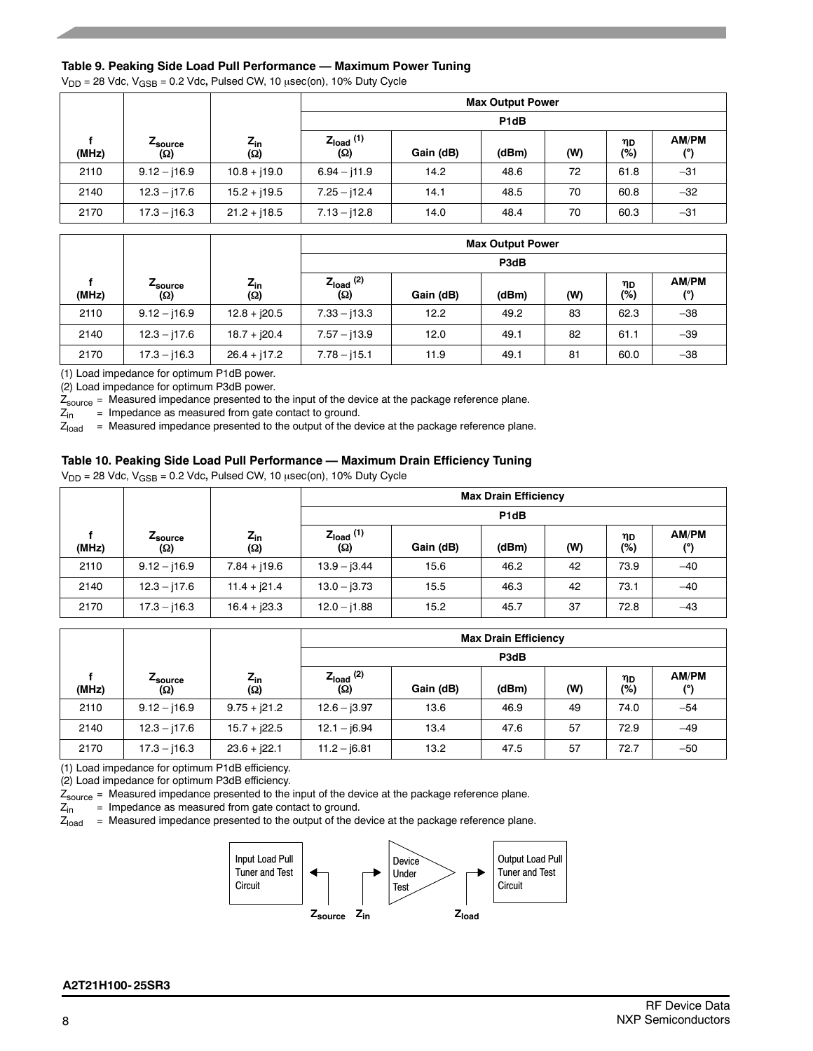### Table 9. Peaking Side Load Pull Performance — Maximum Power Tuning

$V_{DD}$ = 28 Vdc, $V_{GSB}$ = 0.2 Vdc, Pulsed CW, 10 μsec(on), 10% Duty Cycle

| f (MHz) | $Z_{source}$ (Ω) | $Z_{in}$ (Ω) | Max Output Power | | | | | |
|---|---|---|---|---|---|---|---|---|
| | | | P1dB | | | | | |
| | | | $Z_{load}$ (1) (Ω) | Gain (dB) | (dBm) | (W) | ηD (%) | AM/PM (°) |
| 2110 | 9.12 – j16.9 | 10.8 + j19.0 | 6.94 – j11.9 | 14.2 | 48.6 | 72 | 61.8 | –31 |
| 2140 | 12.3 – j17.6 | 15.2 + j19.5 | 7.25 – j12.4 | 14.1 | 48.5 | 70 | 60.8 | –32 |
| 2170 | 17.3 – j16.3 | 21.2 + j18.5 | 7.13 – j12.8 | 14.0 | 48.4 | 70 | 60.3 | –31 |

| f (MHz) | $Z_{source}$ (Ω) | $Z_{in}$ (Ω) | Max Output Power | | | | | |
|---|---|---|---|---|---|---|---|---|
| | | | P3dB | | | | | |
| | | | $Z_{load}$ (2) (Ω) | Gain (dB) | (dBm) | (W) | ηD (%) | AM/PM (°) |
| 2110 | 9.12 – j16.9 | 12.8 + j20.5 | 7.33 – j13.3 | 12.2 | 49.2 | 83 | 62.3 | –38 |
| 2140 | 12.3 – j17.6 | 18.7 + j20.4 | 7.57 – j13.9 | 12.0 | 49.1 | 82 | 61.1 | –39 |
| 2170 | 17.3 – j16.3 | 26.4 + j17.2 | 7.78 – j15.1 | 11.9 | 49.1 | 81 | 60.0 | –38 |

(1) Load impedance for optimum P1dB power.

(2) Load impedance for optimum P3dB power.

$Z_{source}$ = Measured impedance presented to the input of the device at the package reference plane.

$Z_{in}$ = Impedance as measured from gate contact to ground.

$Z_{load}$ = Measured impedance presented to the output of the device at the package reference plane.

### Table 10. Peaking Side Load Pull Performance — Maximum Drain Efficiency Tuning

$V_{DD}$ = 28 Vdc, $V_{GSB}$ = 0.2 Vdc, Pulsed CW, 10 μsec(on), 10% Duty Cycle

| f (MHz) | $Z_{source}$ (Ω) | $Z_{in}$ (Ω) | Max Drain Efficiency | | | | | |
|---|---|---|---|---|---|---|---|---|
| | | | P1dB | | | | | |
| | | | $Z_{load}$ (1) (Ω) | Gain (dB) | (dBm) | (W) | ηD (%) | AM/PM (°) |
| 2110 | 9.12 – j16.9 | 7.84 + j19.6 | 13.9 – j3.44 | 15.6 | 46.2 | 42 | 73.9 | –40 |
| 2140 | 12.3 – j17.6 | 11.4 + j21.4 | 13.0 – j3.73 | 15.5 | 46.3 | 42 | 73.1 | –40 |
| 2170 | 17.3 – j16.3 | 16.4 + j23.3 | 12.0 – j1.88 | 15.2 | 45.7 | 37 | 72.8 | –43 |

| f (MHz) | $Z_{source}$ (Ω) | $Z_{in}$ (Ω) | Max Drain Efficiency | | | | | |
|---|---|---|---|---|---|---|---|---|
| | | | P3dB | | | | | |
| | | | $Z_{load}$ (2) (Ω) | Gain (dB) | (dBm) | (W) | ηD (%) | AM/PM (°) |
| 2110 | 9.12 – j16.9 | 9.75 + j21.2 | 12.6 – j3.97 | 13.6 | 46.9 | 49 | 74.0 | –54 |
| 2140 | 12.3 – j17.6 | 15.7 + j22.5 | 12.1 – j6.94 | 13.4 | 47.6 | 57 | 72.9 | –49 |
| 2170 | 17.3 – j16.3 | 23.6 + j22.1 | 11.2 – j6.81 | 13.2 | 47.5 | 57 | 72.7 | –50 |

(1) Load impedance for optimum P1dB efficiency.

(2) Load impedance for optimum P3dB efficiency.

$Z_{source}$ = Measured impedance presented to the input of the device at the package reference plane.

$Z_{in}$ = Impedance as measured from gate contact to ground.

$Z_{load}$ = Measured impedance presented to the output of the device at the package reference plane.

Input Load Pull Tuner and Test Circuit — Device Under Test — Output Load Pull Tuner and Test Circuit

$Z_{source}$ $Z_{in}$ $Z_{load}$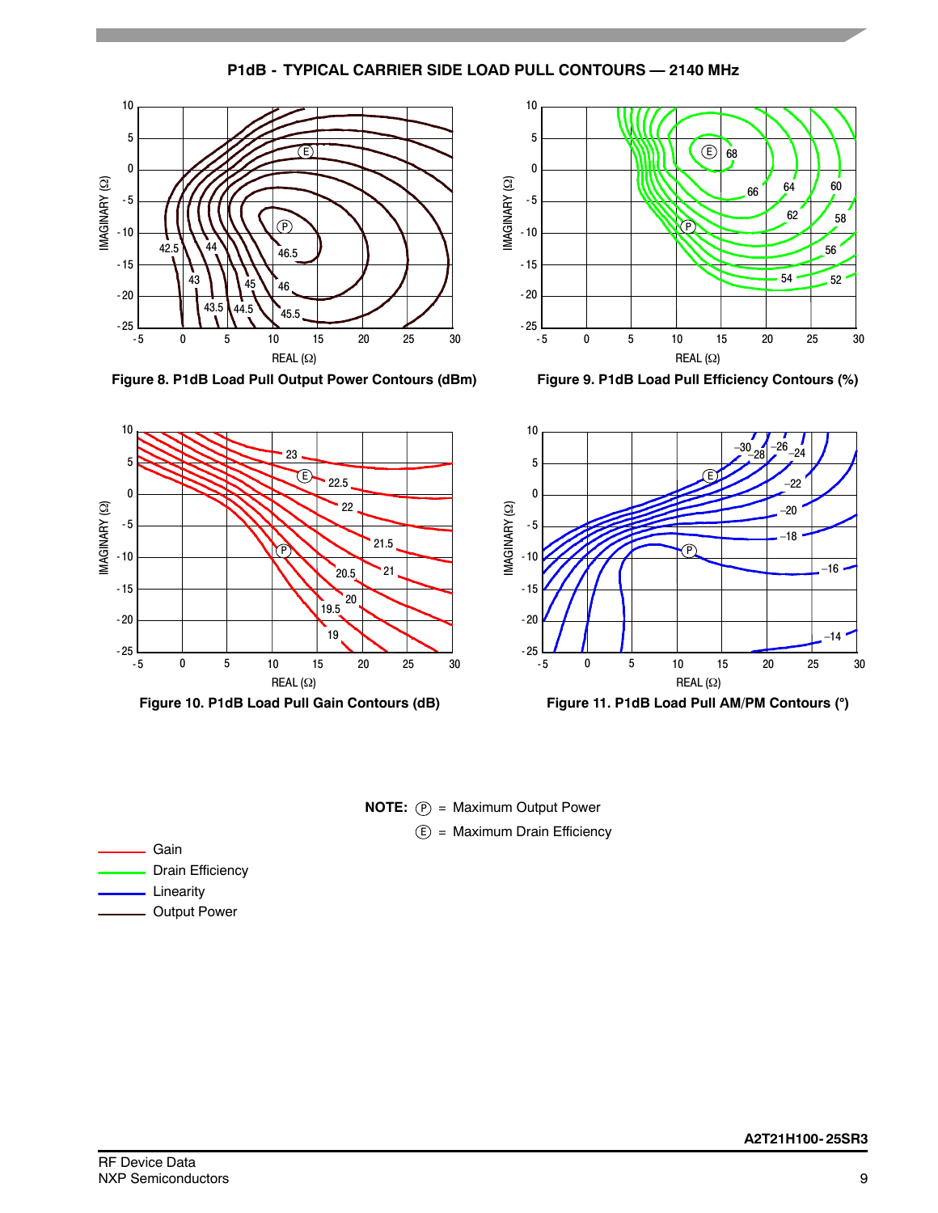## P1dB - TYPICAL CARRIER SIDE LOAD PULL CONTOURS — 2140 MHz

Figure 8. P1dB Load Pull Output Power Contours (dBm)

Figure 9. P1dB Load Pull Efficiency Contours (%)

Figure 10. P1dB Load Pull Gain Contours (dB)

Figure 11. P1dB Load Pull AM/PM Contours (°)

**NOTE:** (P) = Maximum Output Power

(E) = Maximum Drain Efficiency

- Gain
- Drain Efficiency
- Linearity
- Output Power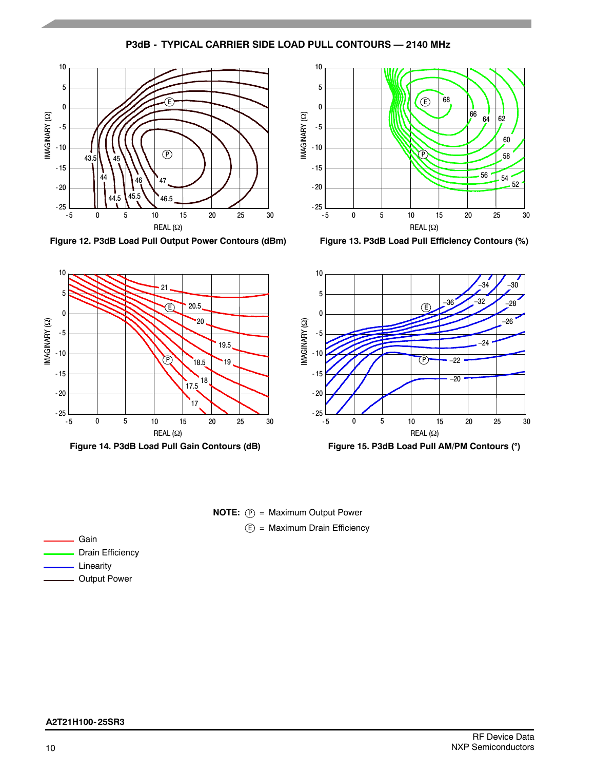## P3dB - TYPICAL CARRIER SIDE LOAD PULL CONTOURS — 2140 MHz

Figure 12. P3dB Load Pull Output Power Contours (dBm)

Figure 13. P3dB Load Pull Efficiency Contours (%)

Figure 14. P3dB Load Pull Gain Contours (dB)

Figure 15. P3dB Load Pull AM/PM Contours (°)

**NOTE:** Ⓟ = Maximum Output Power
Ⓔ = Maximum Drain Efficiency

- Gain
- Drain Efficiency
- Linearity
- Output Power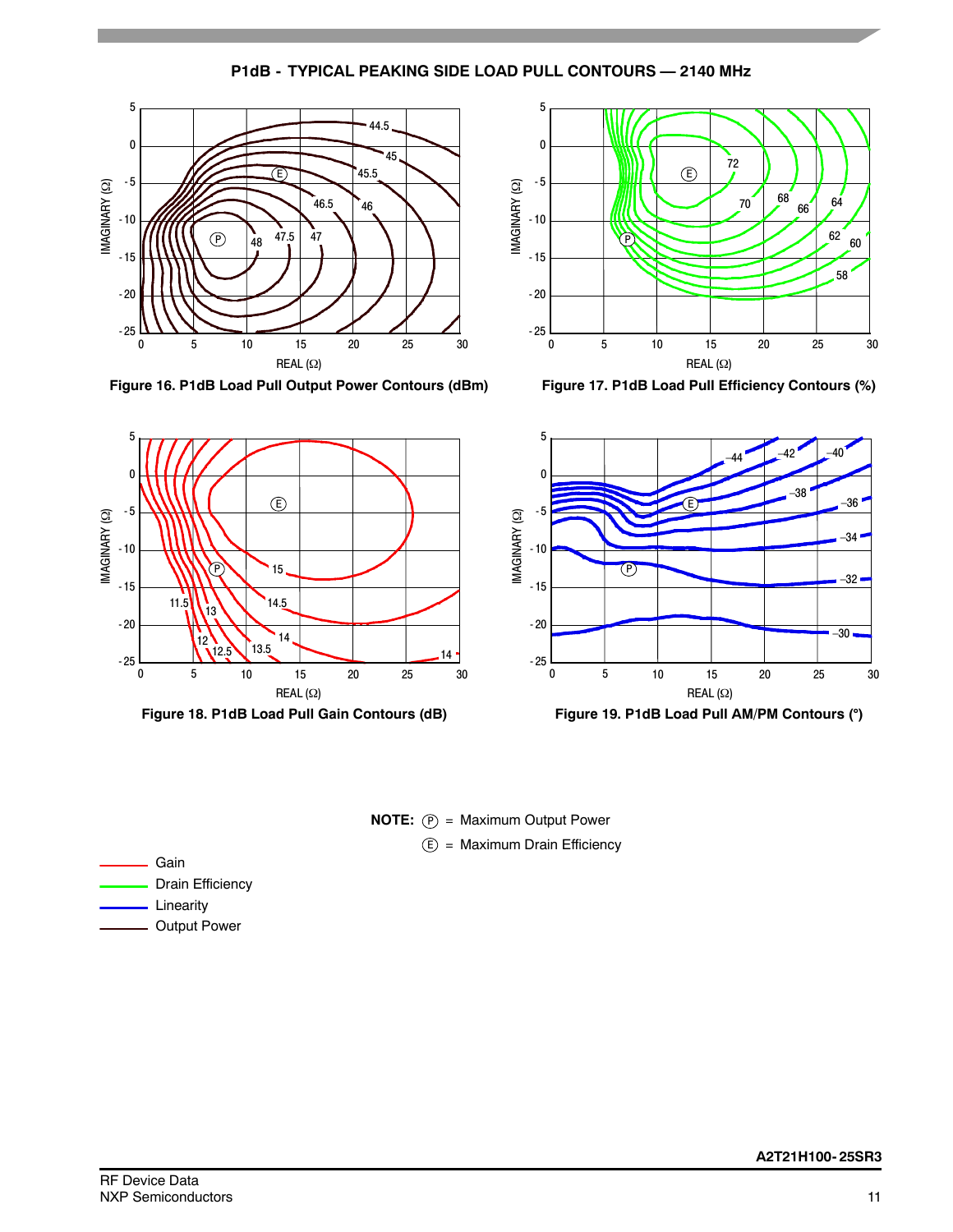## P1dB - TYPICAL PEAKING SIDE LOAD PULL CONTOURS — 2140 MHz

Figure 16. P1dB Load Pull Output Power Contours (dBm)

Figure 17. P1dB Load Pull Efficiency Contours (%)

Figure 18. P1dB Load Pull Gain Contours (dB)

Figure 19. P1dB Load Pull AM/PM Contours (°)

**NOTE:** (P) = Maximum Output Power

(E) = Maximum Drain Efficiency

- Gain
- Drain Efficiency
- Linearity
- Output Power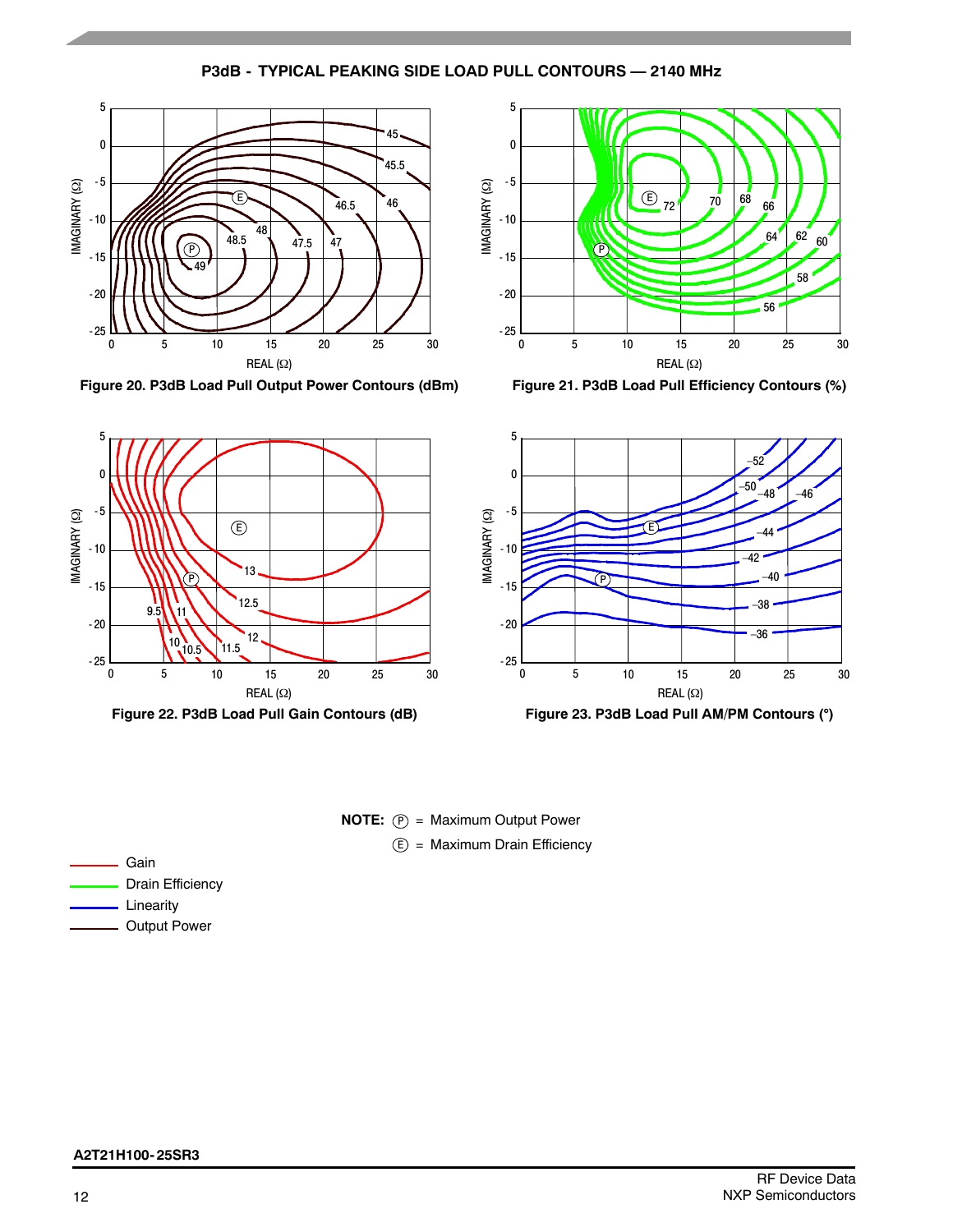## P3dB - TYPICAL PEAKING SIDE LOAD PULL CONTOURS — 2140 MHz

Figure 20. P3dB Load Pull Output Power Contours (dBm)

Figure 21. P3dB Load Pull Efficiency Contours (%)

Figure 22. P3dB Load Pull Gain Contours (dB)

Figure 23. P3dB Load Pull AM/PM Contours (°)

**NOTE:** (P) = Maximum Output Power

(E) = Maximum Drain Efficiency

- Gain
- Drain Efficiency
- Linearity
- Output Power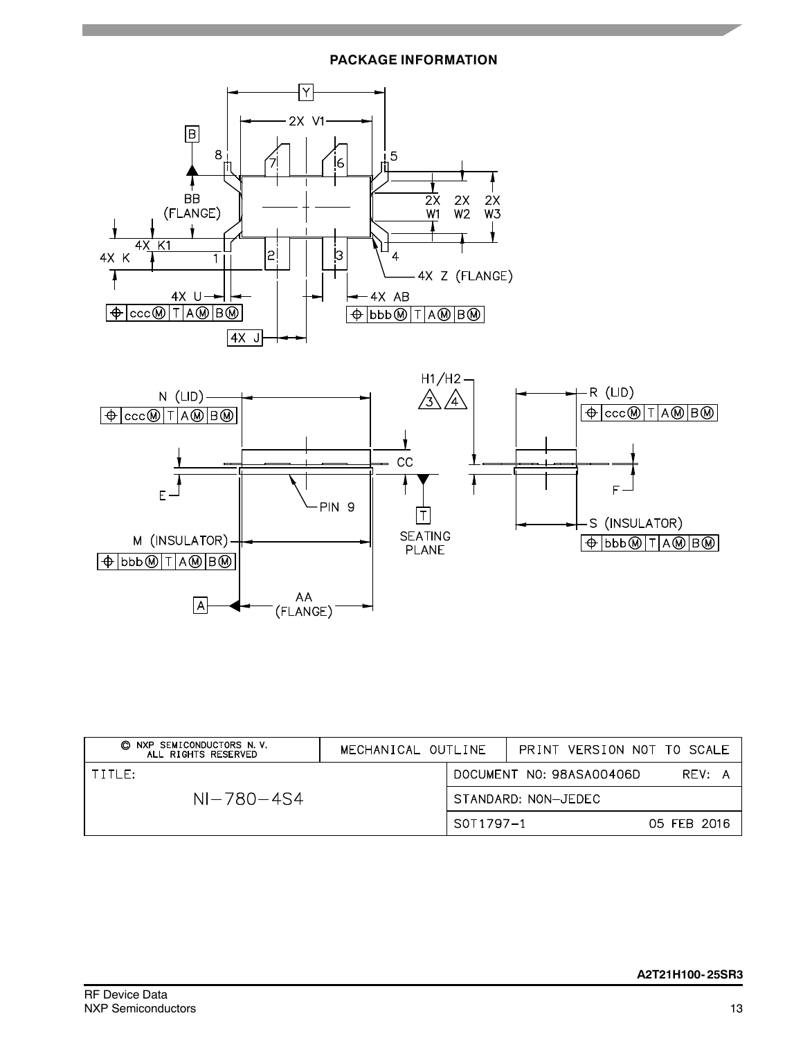## PACKAGE INFORMATION

| © NXP SEMICONDUCTORS N. V. ALL RIGHTS RESERVED | MECHANICAL OUTLINE | PRINT VERSION NOT TO SCALE |
|---|---|---|
| TITLE: NI–780–4S4 | DOCUMENT NO: 98ASA00406D | REV: A |
| | STANDARD: NON-JEDEC | |
| | SOT1797-1 | 05 FEB 2016 |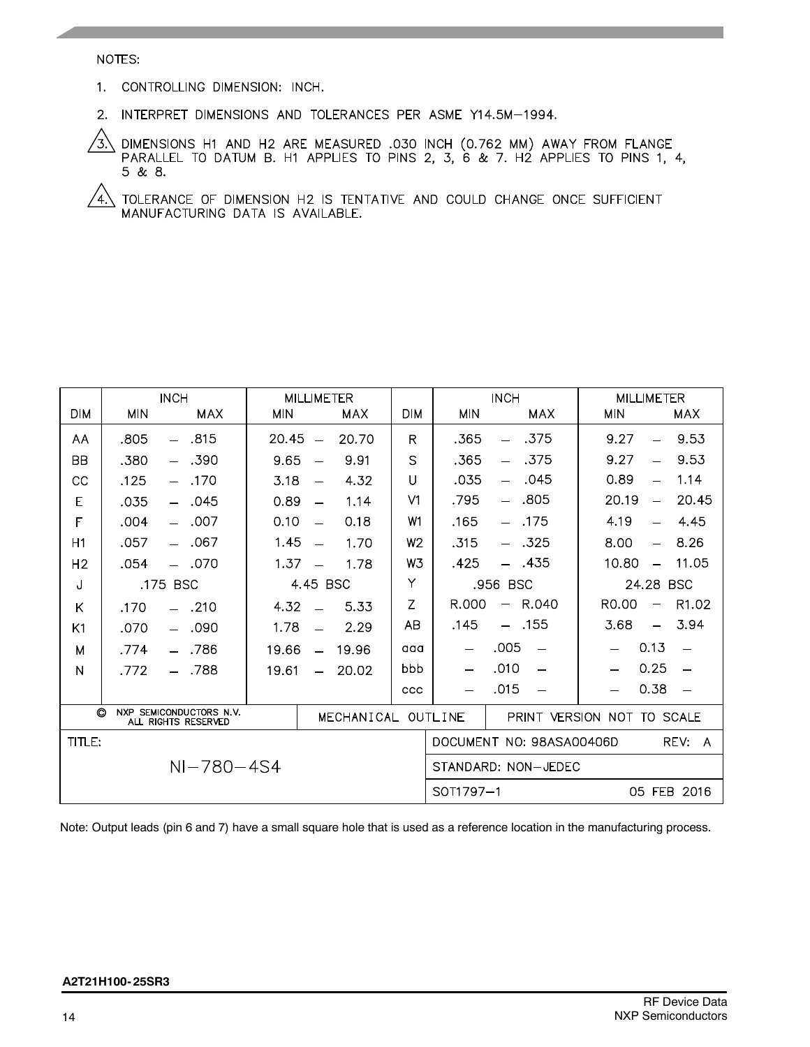NOTES:

1. CONTROLLING DIMENSION: INCH.
2. INTERPRET DIMENSIONS AND TOLERANCES PER ASME Y14.5M–1994.
3. DIMENSIONS H1 AND H2 ARE MEASURED .030 INCH (0.762 MM) AWAY FROM FLANGE PARALLEL TO DATUM B. H1 APPLIES TO PINS 2, 3, 6 & 7. H2 APPLIES TO PINS 1, 4, 5 & 8.
4. TOLERANCE OF DIMENSION H2 IS TENTATIVE AND COULD CHANGE ONCE SUFFICIENT MANUFACTURING DATA IS AVAILABLE.

| DIM | INCH MIN | INCH MAX | MILLIMETER MIN | MILLIMETER MAX | DIM | INCH MIN | INCH MAX | MILLIMETER MIN | MILLIMETER MAX |
|---|---|---|---|---|---|---|---|---|---|
| AA | .805 | .815 | 20.45 | 20.70 | R | .365 | .375 | 9.27 | 9.53 |
| BB | .380 | .390 | 9.65 | 9.91 | S | .365 | .375 | 9.27 | 9.53 |
| CC | .125 | .170 | 3.18 | 4.32 | U | .035 | .045 | 0.89 | 1.14 |
| E | .035 | .045 | 0.89 | 1.14 | V1 | .795 | .805 | 20.19 | 20.45 |
| F | .004 | .007 | 0.10 | 0.18 | W1 | .165 | .175 | 4.19 | 4.45 |
| H1 | .057 | .067 | 1.45 | 1.70 | W2 | .315 | .325 | 8.00 | 8.26 |
| H2 | .054 | .070 | 1.37 | 1.78 | W3 | .425 | .435 | 10.80 | 11.05 |
| J | .175 BSC | | 4.45 BSC | | Y | .956 BSC | | 24.28 BSC | |
| K | .170 | .210 | 4.32 | 5.33 | Z | R.000 | R.040 | R0.00 | R1.02 |
| K1 | .070 | .090 | 1.78 | 2.29 | AB | .145 | .155 | 3.68 | 3.94 |
| M | .774 | .786 | 19.66 | 19.96 | aaa | .005 | | 0.13 | |
| N | .772 | .788 | 19.61 | 20.02 | bbb | .010 | | 0.25 | |
| | | | | | ccc | .015 | | 0.38 | |

| © NXP SEMICONDUCTORS N.V. ALL RIGHTS RESERVED | MECHANICAL OUTLINE | PRINT VERSION NOT TO SCALE |
|---|---|---|
| TITLE: NI–780–4S4 | DOCUMENT NO: 98ASA00406D | REV: A |
| | STANDARD: NON–JEDEC | |
| | SOT1797–1 | 05 FEB 2016 |

Note: Output leads (pin 6 and 7) have a small square hole that is used as a reference location in the manufacturing process.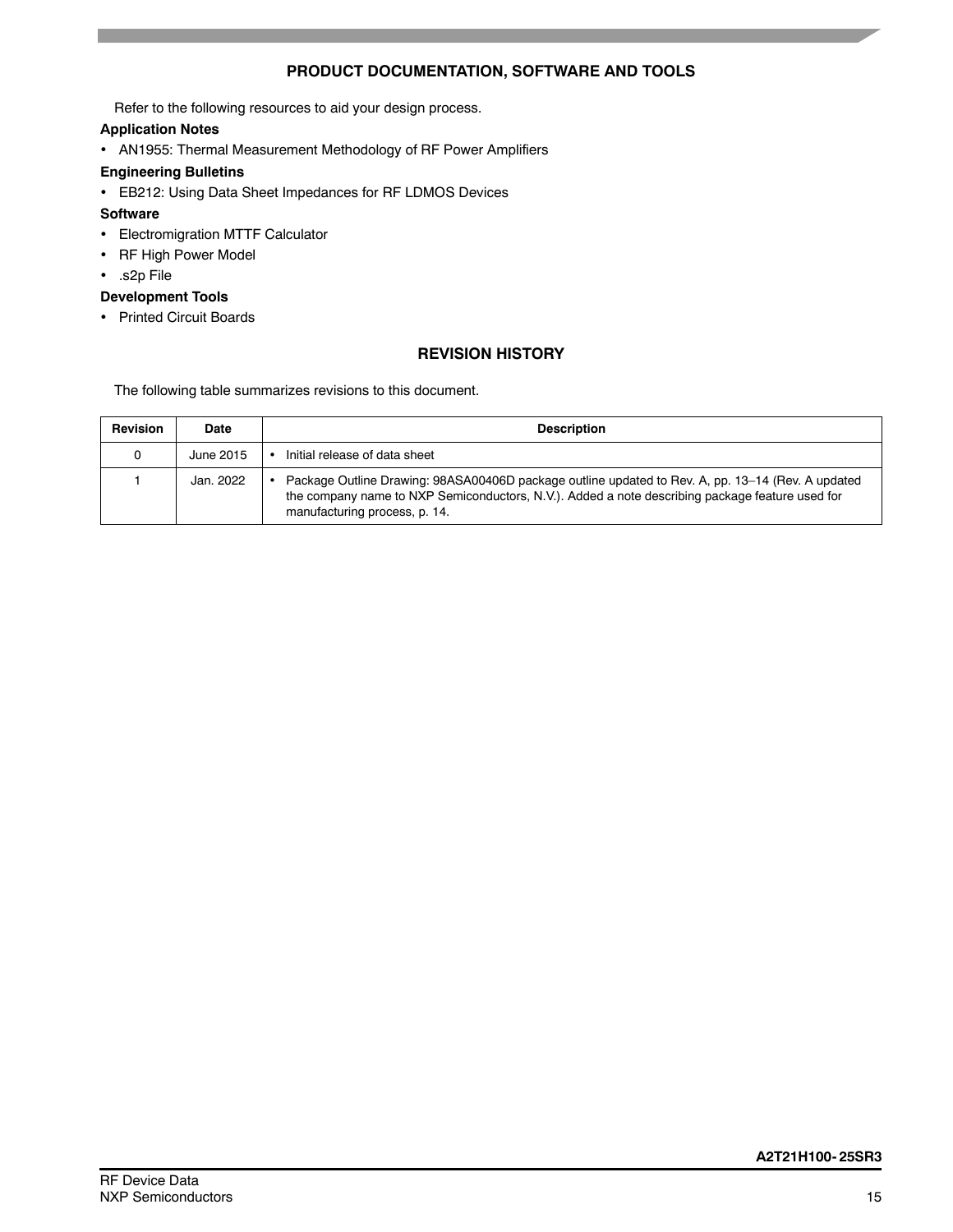## PRODUCT DOCUMENTATION, SOFTWARE AND TOOLS

Refer to the following resources to aid your design process.

**Application Notes**

- AN1955: Thermal Measurement Methodology of RF Power Amplifiers

**Engineering Bulletins**

- EB212: Using Data Sheet Impedances for RF LDMOS Devices

**Software**

- Electromigration MTTF Calculator
- RF High Power Model
- .s2p File

**Development Tools**

- Printed Circuit Boards

## REVISION HISTORY

The following table summarizes revisions to this document.

| Revision | Date | Description |
|---|---|---|
| 0 | June 2015 | • Initial release of data sheet |
| 1 | Jan. 2022 | • Package Outline Drawing: 98ASA00406D package outline updated to Rev. A, pp. 13–14 (Rev. A updated the company name to NXP Semiconductors, N.V.). Added a note describing package feature used for manufacturing process, p. 14. |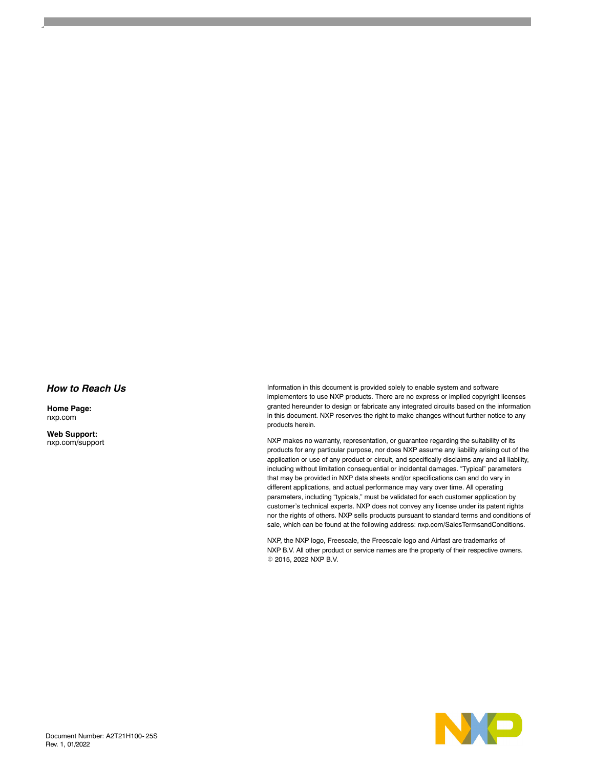## *How to Reach Us*

**Home Page:**
nxp.com

**Web Support:**
nxp.com/support

Information in this document is provided solely to enable system and software implementers to use NXP products. There are no express or implied copyright licenses granted hereunder to design or fabricate any integrated circuits based on the information in this document. NXP reserves the right to make changes without further notice to any products herein.

NXP makes no warranty, representation, or guarantee regarding the suitability of its products for any particular purpose, nor does NXP assume any liability arising out of the application or use of any product or circuit, and specifically disclaims any and all liability, including without limitation consequential or incidental damages. "Typical" parameters that may be provided in NXP data sheets and/or specifications can and do vary in different applications, and actual performance may vary over time. All operating parameters, including "typicals," must be validated for each customer application by customer's technical experts. NXP does not convey any license under its patent rights nor the rights of others. NXP sells products pursuant to standard terms and conditions of sale, which can be found at the following address: nxp.com/SalesTermsandConditions.

NXP, the NXP logo, Freescale, the Freescale logo and Airfast are trademarks of NXP B.V. All other product or service names are the property of their respective owners.
© 2015, 2022 NXP B.V.

Document Number: A2T21H100-25S
Rev. 1, 01/2022